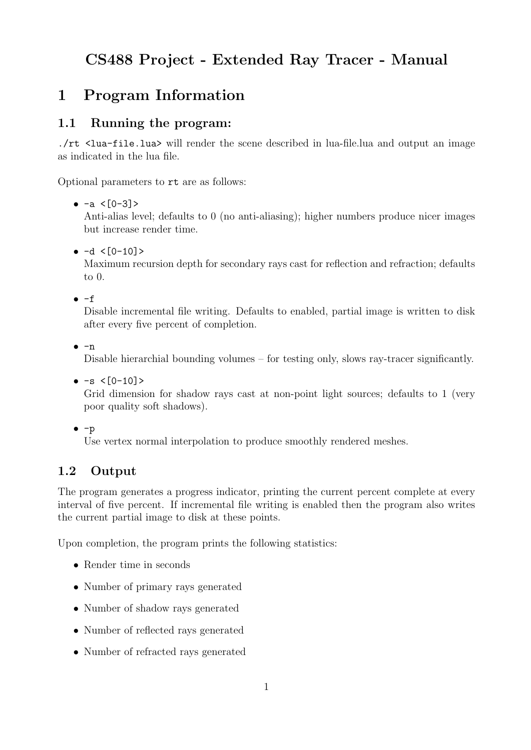# CS488 Project - Extended Ray Tracer - Manual

# 1 Program Information

## 1.1 Running the program:

`./rt <lua-file.lua>` will render the scene described in lua-file.lua and output an image as indicated in the lua file.

Optional parameters to `rt` are as follows:

- `-a <[0-3]>`
  Anti-alias level; defaults to 0 (no anti-aliasing); higher numbers produce nicer images but increase render time.
- `-d <[0-10]>`
  Maximum recursion depth for secondary rays cast for reflection and refraction; defaults to 0.
- `-f`
  Disable incremental file writing. Defaults to enabled, partial image is written to disk after every five percent of completion.
- `-n`
  Disable hierarchial bounding volumes – for testing only, slows ray-tracer significantly.
- `-s <[0-10]>`
  Grid dimension for shadow rays cast at non-point light sources; defaults to 1 (very poor quality soft shadows).
- `-p`
  Use vertex normal interpolation to produce smoothly rendered meshes.

## 1.2 Output

The program generates a progress indicator, printing the current percent complete at every interval of five percent. If incremental file writing is enabled then the program also writes the current partial image to disk at these points.

Upon completion, the program prints the following statistics:

- Render time in seconds
- Number of primary rays generated
- Number of shadow rays generated
- Number of reflected rays generated
- Number of refracted rays generated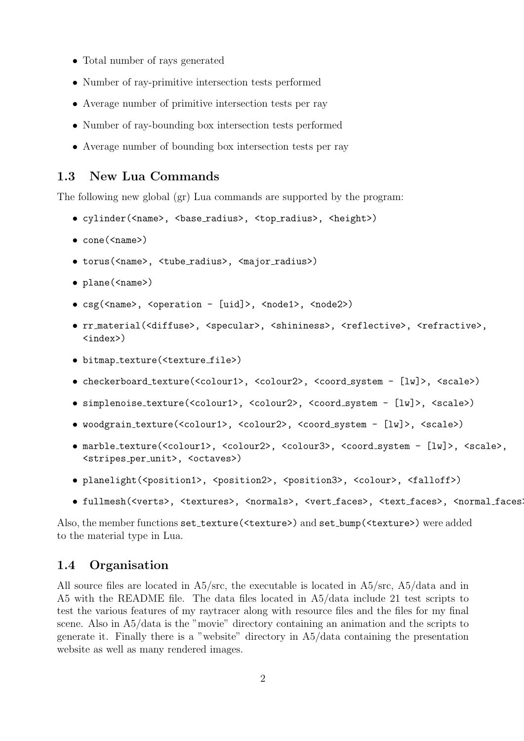- Total number of rays generated
- Number of ray-primitive intersection tests performed
- Average number of primitive intersection tests per ray
- Number of ray-bounding box intersection tests performed
- Average number of bounding box intersection tests per ray

### 1.3 New Lua Commands

The following new global (gr) Lua commands are supported by the program:

- `cylinder(<name>, <base_radius>, <top_radius>, <height>)`
- `cone(<name>)`
- `torus(<name>, <tube_radius>, <major_radius>)`
- `plane(<name>)`
- `csg(<name>, <operation - [uid]>, <node1>, <node2>)`
- `rr_material(<diffuse>, <specular>, <shininess>, <reflective>, <refractive>, <index>)`
- `bitmap_texture(<texture_file>)`
- `checkerboard_texture(<colour1>, <colour2>, <coord_system - [lw]>, <scale>)`
- `simplenoise_texture(<colour1>, <colour2>, <coord_system - [lw]>, <scale>)`
- `woodgrain_texture(<colour1>, <colour2>, <coord_system - [lw]>, <scale>)`
- `marble_texture(<colour1>, <colour2>, <colour3>, <coord_system - [lw]>, <scale>, <stripes_per_unit>, <octaves>)`
- `planelight(<position1>, <position2>, <position3>, <colour>, <falloff>)`
- `fullmesh(<verts>, <textures>, <normals>, <vert_faces>, <text_faces>, <normal_faces>`

Also, the member functions `set_texture(<texture>)` and `set_bump(<texture>)` were added to the material type in Lua.

### 1.4 Organisation

All source files are located in A5/src, the executable is located in A5/src, A5/data and in A5 with the README file. The data files located in A5/data include 21 test scripts to test the various features of my raytracer along with resource files and the files for my final scene. Also in A5/data is the "movie" directory containing an animation and the scripts to generate it. Finally there is a "website" directory in A5/data containing the presentation website as well as many rendered images.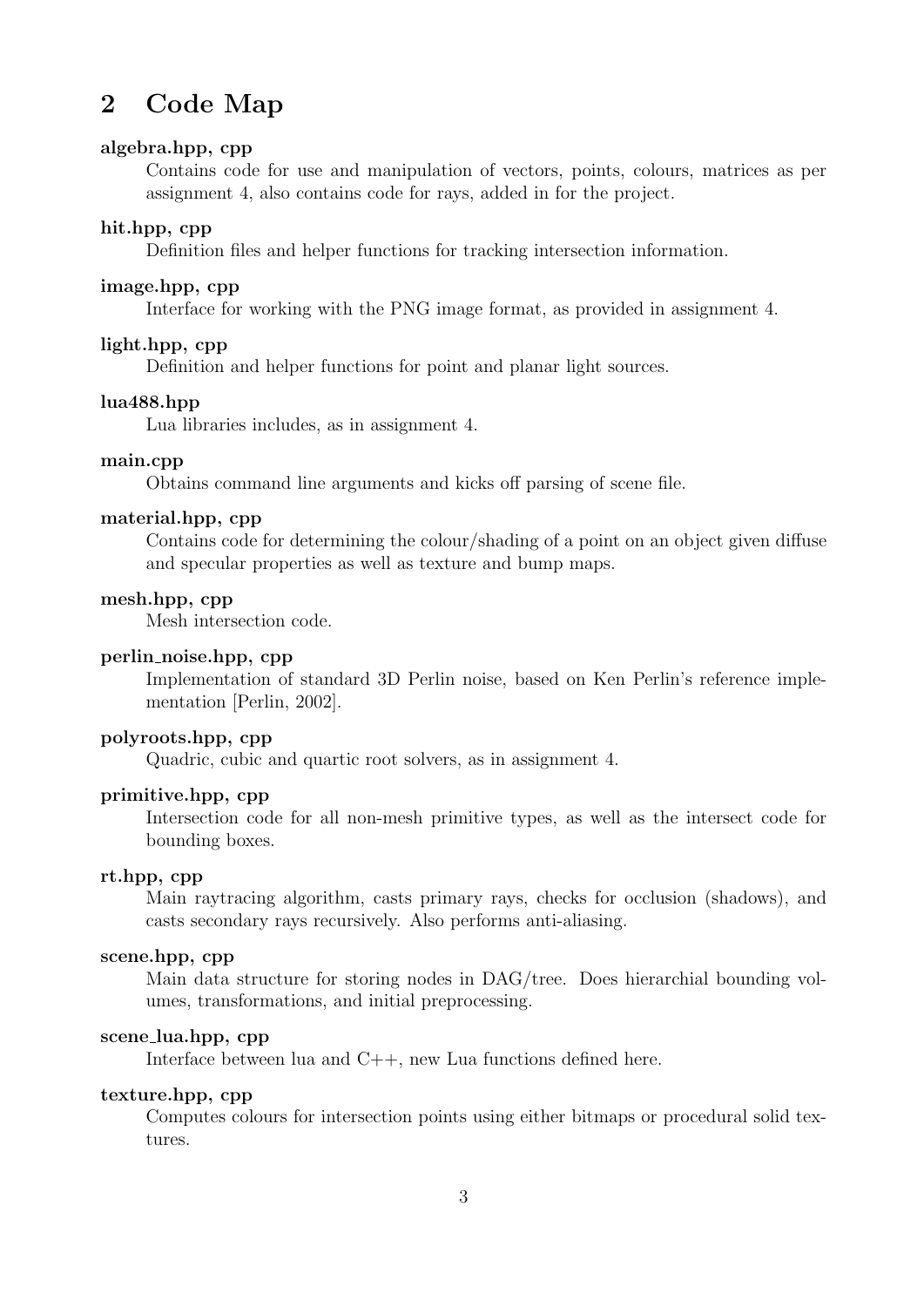## 2 Code Map

**algebra.hpp, cpp**
: Contains code for use and manipulation of vectors, points, colours, matrices as per assignment 4, also contains code for rays, added in for the project.

**hit.hpp, cpp**
: Definition files and helper functions for tracking intersection information.

**image.hpp, cpp**
: Interface for working with the PNG image format, as provided in assignment 4.

**light.hpp, cpp**
: Definition and helper functions for point and planar light sources.

**lua488.hpp**
: Lua libraries includes, as in assignment 4.

**main.cpp**
: Obtains command line arguments and kicks off parsing of scene file.

**material.hpp, cpp**
: Contains code for determining the colour/shading of a point on an object given diffuse and specular properties as well as texture and bump maps.

**mesh.hpp, cpp**
: Mesh intersection code.

**perlin_noise.hpp, cpp**
: Implementation of standard 3D Perlin noise, based on Ken Perlin's reference implementation [Perlin, 2002].

**polyroots.hpp, cpp**
: Quadric, cubic and quartic root solvers, as in assignment 4.

**primitive.hpp, cpp**
: Intersection code for all non-mesh primitive types, as well as the intersect code for bounding boxes.

**rt.hpp, cpp**
: Main raytracing algorithm, casts primary rays, checks for occlusion (shadows), and casts secondary rays recursively. Also performs anti-aliasing.

**scene.hpp, cpp**
: Main data structure for storing nodes in DAG/tree. Does hierarchial bounding volumes, transformations, and initial preprocessing.

**scene_lua.hpp, cpp**
: Interface between lua and C++, new Lua functions defined here.

**texture.hpp, cpp**
: Computes colours for intersection points using either bitmaps or procedural solid textures.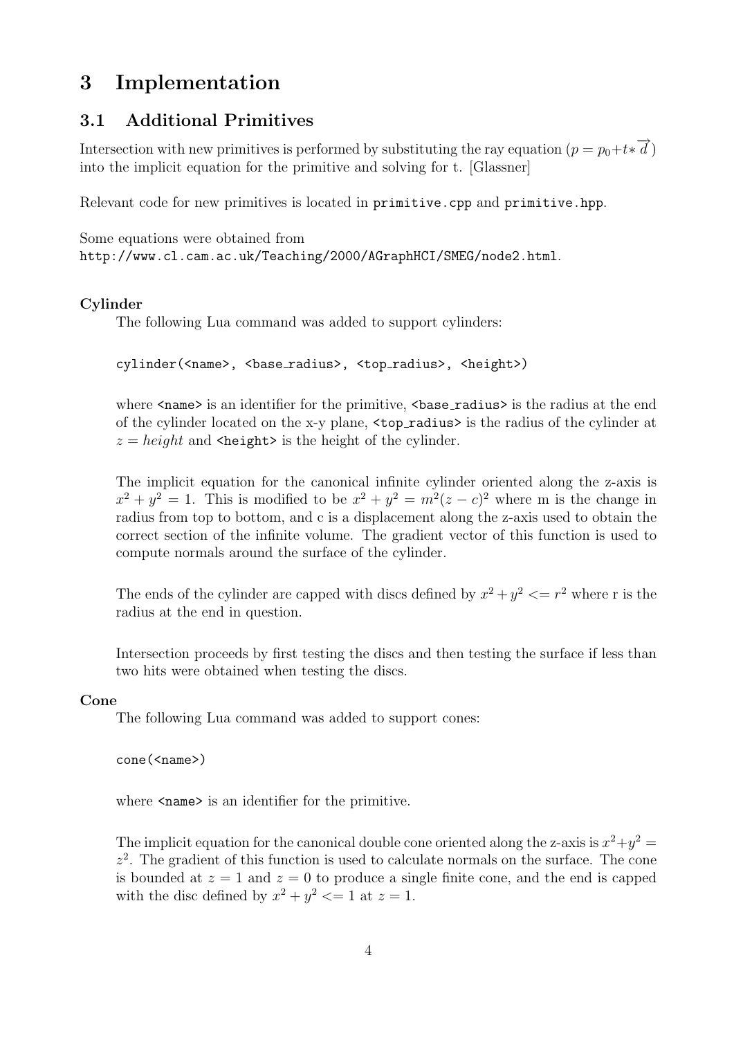# 3 Implementation

## 3.1 Additional Primitives

Intersection with new primitives is performed by substituting the ray equation ($p = p_0 + t * \overrightarrow{d}$) into the implicit equation for the primitive and solving for t. [Glassner]

Relevant code for new primitives is located in `primitive.cpp` and `primitive.hpp`.

Some equations were obtained from
`http://www.cl.cam.ac.uk/Teaching/2000/AGraphHCI/SMEG/node2.html`.

**Cylinder**

The following Lua command was added to support cylinders:

```
cylinder(<name>, <base_radius>, <top_radius>, <height>)
```

where `<name>` is an identifier for the primitive, `<base_radius>` is the radius at the end of the cylinder located on the x-y plane, `<top_radius>` is the radius of the cylinder at $z = height$ and `<height>` is the height of the cylinder.

The implicit equation for the canonical infinite cylinder oriented along the z-axis is $x^2 + y^2 = 1$. This is modified to be $x^2 + y^2 = m^2(z - c)^2$ where m is the change in radius from top to bottom, and c is a displacement along the z-axis used to obtain the correct section of the infinite volume. The gradient vector of this function is used to compute normals around the surface of the cylinder.

The ends of the cylinder are capped with discs defined by $x^2 + y^2 <= r^2$ where r is the radius at the end in question.

Intersection proceeds by first testing the discs and then testing the surface if less than two hits were obtained when testing the discs.

**Cone**

The following Lua command was added to support cones:

```
cone(<name>)
```

where `<name>` is an identifier for the primitive.

The implicit equation for the canonical double cone oriented along the z-axis is $x^2 + y^2 = z^2$. The gradient of this function is used to calculate normals on the surface. The cone is bounded at $z = 1$ and $z = 0$ to produce a single finite cone, and the end is capped with the disc defined by $x^2 + y^2 <= 1$ at $z = 1$.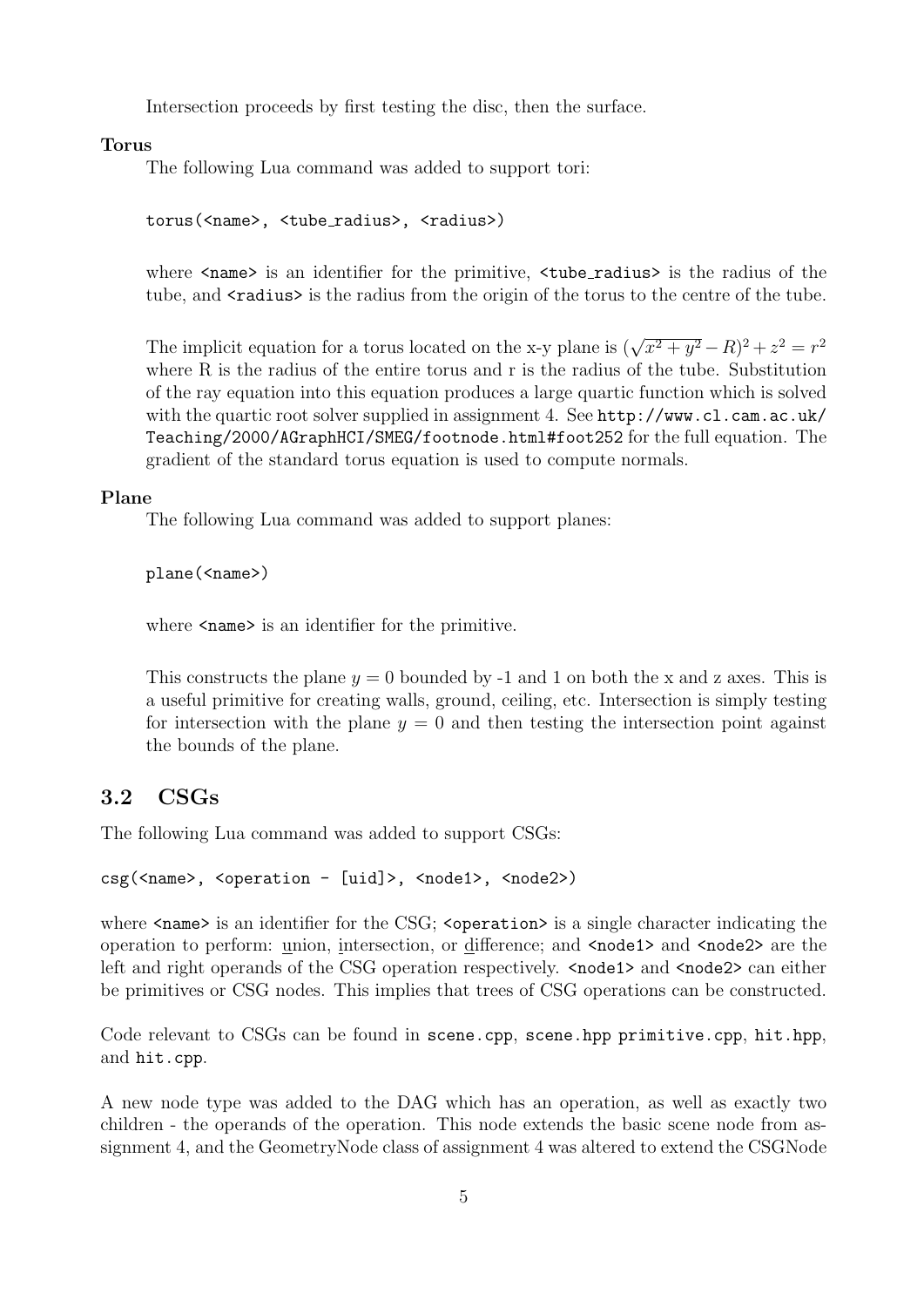Intersection proceeds by first testing the disc, then the surface.

**Torus**

The following Lua command was added to support tori:

```
torus(<name>, <tube_radius>, <radius>)
```

where `<name>` is an identifier for the primitive, `<tube_radius>` is the radius of the tube, and `<radius>` is the radius from the origin of the torus to the centre of the tube.

The implicit equation for a torus located on the x-y plane is $(\sqrt{x^2 + y^2} - R)^2 + z^2 = r^2$ where R is the radius of the entire torus and r is the radius of the tube. Substitution of the ray equation into this equation produces a large quartic function which is solved with the quartic root solver supplied in assignment 4. See `http://www.cl.cam.ac.uk/Teaching/2000/AGraphHCI/SMEG/footnode.html#foot252` for the full equation. The gradient of the standard torus equation is used to compute normals.

**Plane**

The following Lua command was added to support planes:

```
plane(<name>)
```

where `<name>` is an identifier for the primitive.

This constructs the plane $y = 0$ bounded by -1 and 1 on both the x and z axes. This is a useful primitive for creating walls, ground, ceiling, etc. Intersection is simply testing for intersection with the plane $y = 0$ and then testing the intersection point against the bounds of the plane.

## 3.2 CSGs

The following Lua command was added to support CSGs:

```
csg(<name>, <operation - [uid]>, <node1>, <node2>)
```

where `<name>` is an identifier for the CSG; `<operation>` is a single character indicating the operation to perform: union, intersection, or difference; and `<node1>` and `<node2>` are the left and right operands of the CSG operation respectively. `<node1>` and `<node2>` can either be primitives or CSG nodes. This implies that trees of CSG operations can be constructed.

Code relevant to CSGs can be found in `scene.cpp`, `scene.hpp` `primitive.cpp`, `hit.hpp`, and `hit.cpp`.

A new node type was added to the DAG which has an operation, as well as exactly two children - the operands of the operation. This node extends the basic scene node from assignment 4, and the GeometryNode class of assignment 4 was altered to extend the CSGNode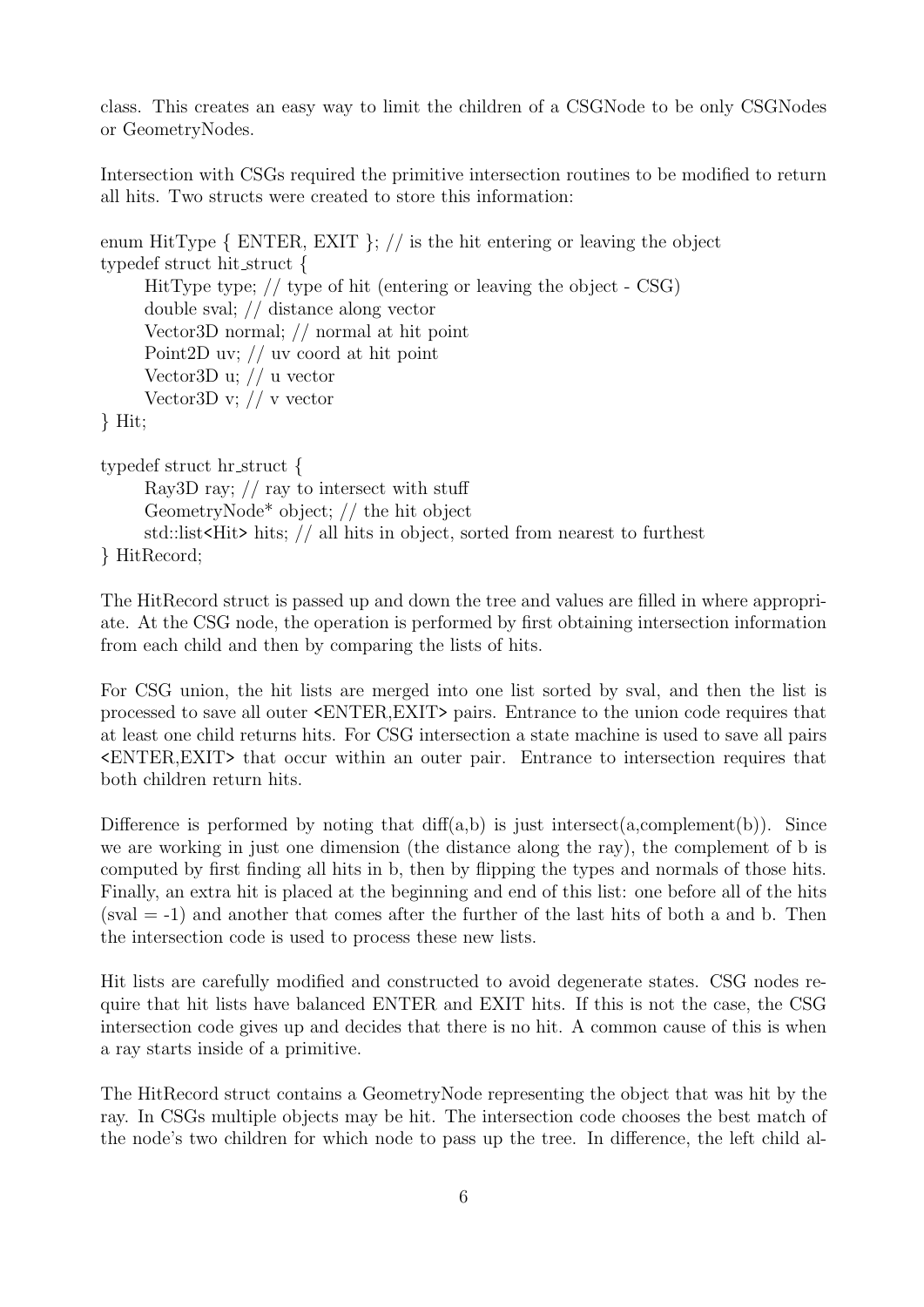class. This creates an easy way to limit the children of a CSGNode to be only CSGNodes or GeometryNodes.

Intersection with CSGs required the primitive intersection routines to be modified to return all hits. Two structs were created to store this information:

```
enum HitType { ENTER, EXIT }; // is the hit entering or leaving the object
typedef struct hit_struct {
    HitType type; // type of hit (entering or leaving the object - CSG)
    double sval; // distance along vector
    Vector3D normal; // normal at hit point
    Point2D uv; // uv coord at hit point
    Vector3D u; // u vector
    Vector3D v; // v vector
} Hit;

typedef struct hr_struct {
    Ray3D ray; // ray to intersect with stuff
    GeometryNode* object; // the hit object
    std::list<Hit> hits; // all hits in object, sorted from nearest to furthest
} HitRecord;
```

The HitRecord struct is passed up and down the tree and values are filled in where appropriate. At the CSG node, the operation is performed by first obtaining intersection information from each child and then by comparing the lists of hits.

For CSG union, the hit lists are merged into one list sorted by sval, and then the list is processed to save all outer <ENTER,EXIT> pairs. Entrance to the union code requires that at least one child returns hits. For CSG intersection a state machine is used to save all pairs <ENTER,EXIT> that occur within an outer pair. Entrance to intersection requires that both children return hits.

Difference is performed by noting that diff(a,b) is just intersect(a,complement(b)). Since we are working in just one dimension (the distance along the ray), the complement of b is computed by first finding all hits in b, then by flipping the types and normals of those hits. Finally, an extra hit is placed at the beginning and end of this list: one before all of the hits (sval = -1) and another that comes after the further of the last hits of both a and b. Then the intersection code is used to process these new lists.

Hit lists are carefully modified and constructed to avoid degenerate states. CSG nodes require that hit lists have balanced ENTER and EXIT hits. If this is not the case, the CSG intersection code gives up and decides that there is no hit. A common cause of this is when a ray starts inside of a primitive.

The HitRecord struct contains a GeometryNode representing the object that was hit by the ray. In CSGs multiple objects may be hit. The intersection code chooses the best match of the node's two children for which node to pass up the tree. In difference, the left child al-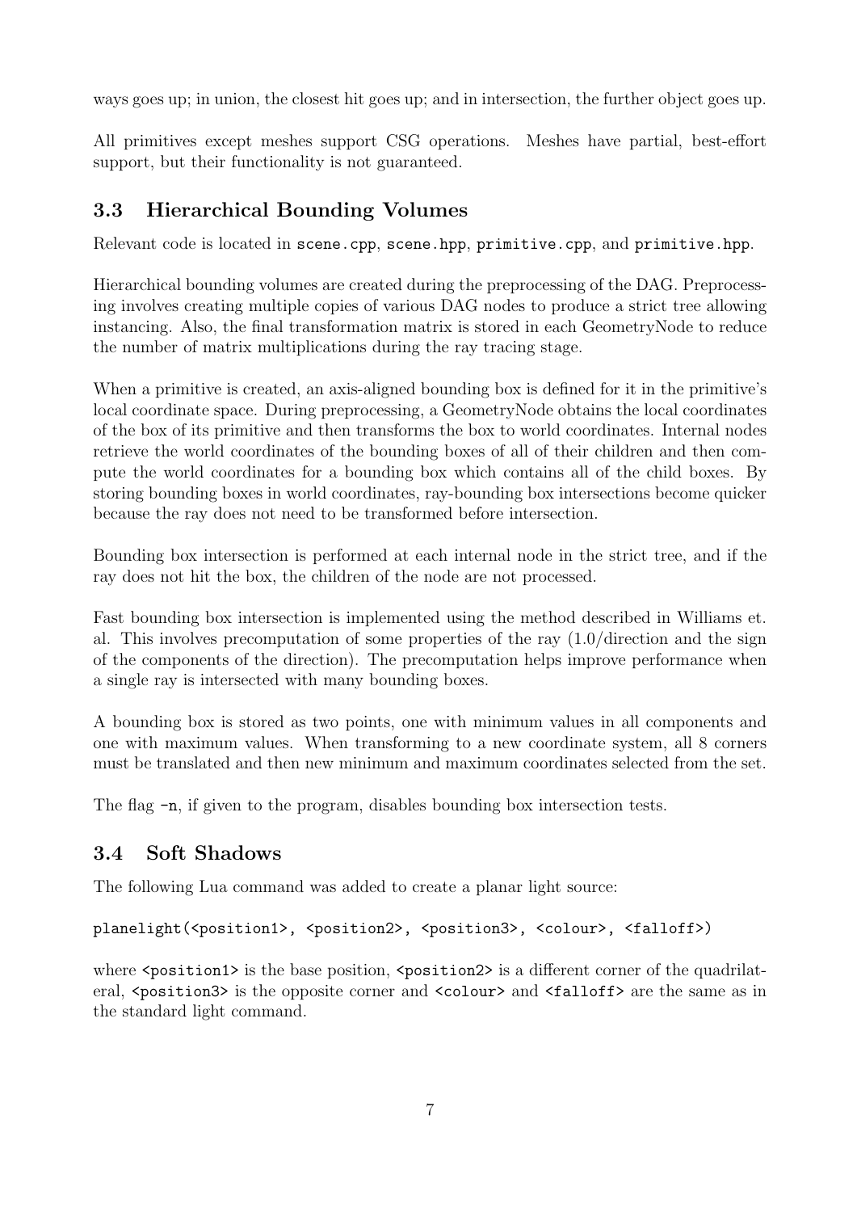ways goes up; in union, the closest hit goes up; and in intersection, the further object goes up.

All primitives except meshes support CSG operations. Meshes have partial, best-effort support, but their functionality is not guaranteed.

## 3.3 Hierarchical Bounding Volumes

Relevant code is located in `scene.cpp`, `scene.hpp`, `primitive.cpp`, and `primitive.hpp`.

Hierarchical bounding volumes are created during the preprocessing of the DAG. Preprocessing involves creating multiple copies of various DAG nodes to produce a strict tree allowing instancing. Also, the final transformation matrix is stored in each GeometryNode to reduce the number of matrix multiplications during the ray tracing stage.

When a primitive is created, an axis-aligned bounding box is defined for it in the primitive's local coordinate space. During preprocessing, a GeometryNode obtains the local coordinates of the box of its primitive and then transforms the box to world coordinates. Internal nodes retrieve the world coordinates of the bounding boxes of all of their children and then compute the world coordinates for a bounding box which contains all of the child boxes. By storing bounding boxes in world coordinates, ray-bounding box intersections become quicker because the ray does not need to be transformed before intersection.

Bounding box intersection is performed at each internal node in the strict tree, and if the ray does not hit the box, the children of the node are not processed.

Fast bounding box intersection is implemented using the method described in Williams et. al. This involves precomputation of some properties of the ray (1.0/direction and the sign of the components of the direction). The precomputation helps improve performance when a single ray is intersected with many bounding boxes.

A bounding box is stored as two points, one with minimum values in all components and one with maximum values. When transforming to a new coordinate system, all 8 corners must be translated and then new minimum and maximum coordinates selected from the set.

The flag `-n`, if given to the program, disables bounding box intersection tests.

## 3.4 Soft Shadows

The following Lua command was added to create a planar light source:

```
planelight(<position1>, <position2>, <position3>, <colour>, <falloff>)
```

where `<position1>` is the base position, `<position2>` is a different corner of the quadrilateral, `<position3>` is the opposite corner and `<colour>` and `<falloff>` are the same as in the standard light command.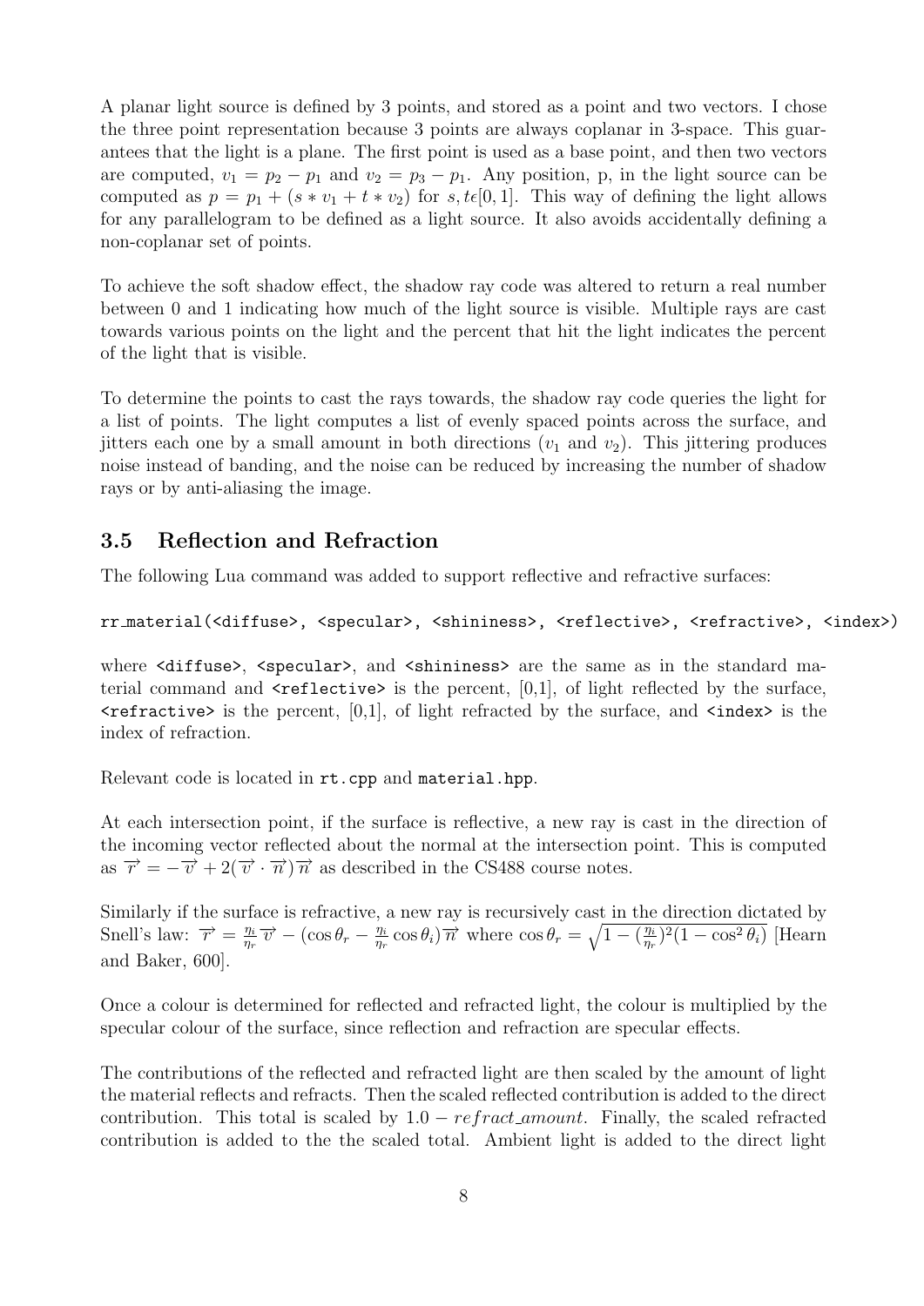A planar light source is defined by 3 points, and stored as a point and two vectors. I chose the three point representation because 3 points are always coplanar in 3-space. This guarantees that the light is a plane. The first point is used as a base point, and then two vectors are computed, $v_1 = p_2 - p_1$ and $v_2 = p_3 - p_1$. Any position, p, in the light source can be computed as $p = p_1 + (s * v_1 + t * v_2)$ for $s, t \epsilon [0, 1]$. This way of defining the light allows for any parallelogram to be defined as a light source. It also avoids accidentally defining a non-coplanar set of points.

To achieve the soft shadow effect, the shadow ray code was altered to return a real number between 0 and 1 indicating how much of the light source is visible. Multiple rays are cast towards various points on the light and the percent that hit the light indicates the percent of the light that is visible.

To determine the points to cast the rays towards, the shadow ray code queries the light for a list of points. The light computes a list of evenly spaced points across the surface, and jitters each one by a small amount in both directions ($v_1$ and $v_2$). This jittering produces noise instead of banding, and the noise can be reduced by increasing the number of shadow rays or by anti-aliasing the image.

### 3.5 Reflection and Refraction

The following Lua command was added to support reflective and refractive surfaces:

```
rr_material(<diffuse>, <specular>, <shininess>, <reflective>, <refractive>, <index>)
```

where `<diffuse>`, `<specular>`, and `<shininess>` are the same as in the standard material command and `<reflective>` is the percent, [0,1], of light reflected by the surface, `<refractive>` is the percent, [0,1], of light refracted by the surface, and `<index>` is the index of refraction.

Relevant code is located in `rt.cpp` and `material.hpp`.

At each intersection point, if the surface is reflective, a new ray is cast in the direction of the incoming vector reflected about the normal at the intersection point. This is computed as $\overrightarrow{r} = -\overrightarrow{v} + 2(\overrightarrow{v} \cdot \overrightarrow{n})\overrightarrow{n}$ as described in the CS488 course notes.

Similarly if the surface is refractive, a new ray is recursively cast in the direction dictated by Snell's law: $\overrightarrow{r} = \frac{\eta_i}{\eta_r}\overrightarrow{v} - (\cos\theta_r - \frac{\eta_i}{\eta_r}\cos\theta_i)\overrightarrow{n}$ where $\cos\theta_r = \sqrt{1 - (\frac{\eta_i}{\eta_r})^2(1 - \cos^2\theta_i)}$ [Hearn and Baker, 600].

Once a colour is determined for reflected and refracted light, the colour is multiplied by the specular colour of the surface, since reflection and refraction are specular effects.

The contributions of the reflected and refracted light are then scaled by the amount of light the material reflects and refracts. Then the scaled reflected contribution is added to the direct contribution. This total is scaled by $1.0 - refract\_amount$. Finally, the scaled refracted contribution is added to the the scaled total. Ambient light is added to the direct light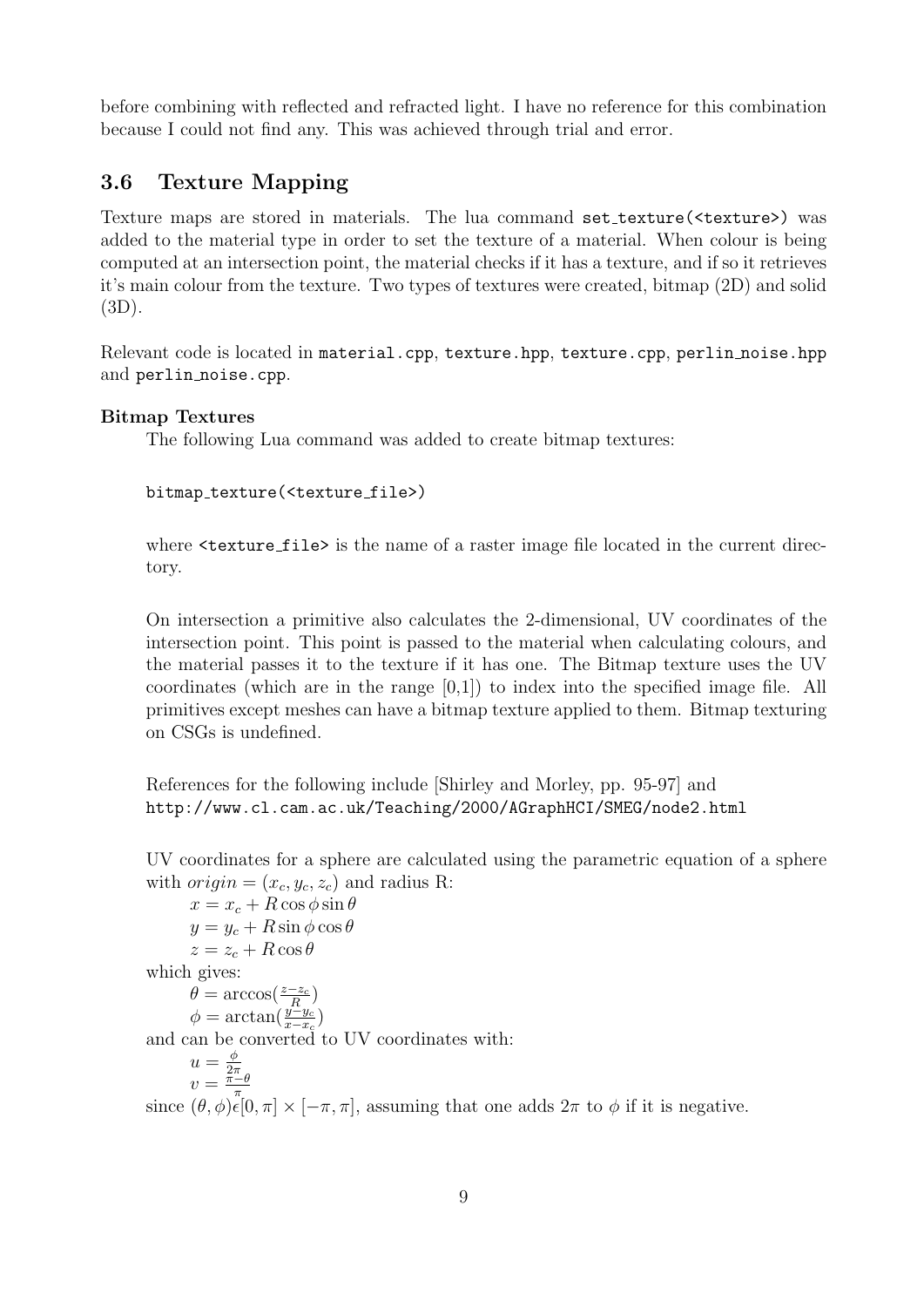before combining with reflected and refracted light. I have no reference for this combination because I could not find any. This was achieved through trial and error.

### 3.6 Texture Mapping

Texture maps are stored in materials. The lua command `set_texture(<texture>)` was added to the material type in order to set the texture of a material. When colour is being computed at an intersection point, the material checks if it has a texture, and if so it retrieves it's main colour from the texture. Two types of textures were created, bitmap (2D) and solid (3D).

Relevant code is located in `material.cpp`, `texture.hpp`, `texture.cpp`, `perlin_noise.hpp` and `perlin_noise.cpp`.

**Bitmap Textures**

The following Lua command was added to create bitmap textures:

```
bitmap_texture(<texture_file>)
```

where `<texture_file>` is the name of a raster image file located in the current directory.

On intersection a primitive also calculates the 2-dimensional, UV coordinates of the intersection point. This point is passed to the material when calculating colours, and the material passes it to the texture if it has one. The Bitmap texture uses the UV coordinates (which are in the range [0,1]) to index into the specified image file. All primitives except meshes can have a bitmap texture applied to them. Bitmap texturing on CSGs is undefined.

References for the following include [Shirley and Morley, pp. 95-97] and `http://www.cl.cam.ac.uk/Teaching/2000/AGraphHCI/SMEG/node2.html`

UV coordinates for a sphere are calculated using the parametric equation of a sphere with $origin = (x_c, y_c, z_c)$ and radius R:

$x = x_c + R\cos\phi\sin\theta$
$y = y_c + R\sin\phi\cos\theta$
$z = z_c + R\cos\theta$

which gives:

$\theta = \arccos(\frac{z-z_c}{R})$
$\phi = \arctan(\frac{y-y_c}{x-x_c})$

and can be converted to UV coordinates with:

$u = \frac{\phi}{2\pi}$
$v = \frac{\pi-\theta}{\pi}$

since $(\theta, \phi)\epsilon[0, \pi] \times [-\pi, \pi]$, assuming that one adds $2\pi$ to $\phi$ if it is negative.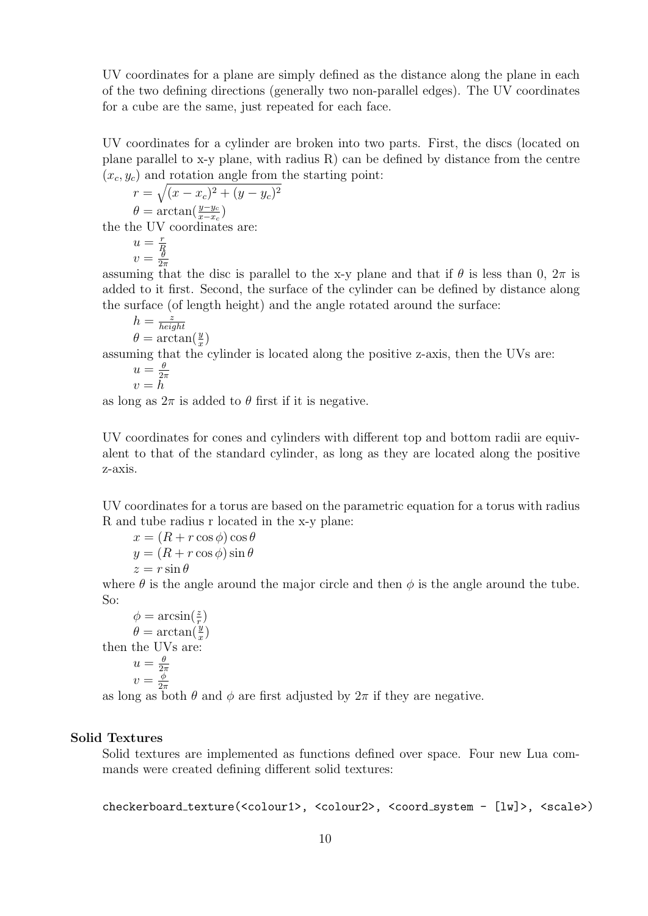UV coordinates for a plane are simply defined as the distance along the plane in each of the two defining directions (generally two non-parallel edges). The UV coordinates for a cube are the same, just repeated for each face.

UV coordinates for a cylinder are broken into two parts. First, the discs (located on plane parallel to x-y plane, with radius R) can be defined by distance from the centre $(x_c, y_c)$ and rotation angle from the starting point:

$r = \sqrt{(x - x_c)^2 + (y - y_c)^2}$

$\theta = \arctan(\frac{y - y_c}{x - x_c})$

the the UV coordinates are:

$u = \frac{r}{R}$

$v = \frac{\theta}{2\pi}$

assuming that the disc is parallel to the x-y plane and that if $\theta$ is less than 0, $2\pi$ is added to it first. Second, the surface of the cylinder can be defined by distance along the surface (of length height) and the angle rotated around the surface:

$h = \frac{z}{height}$

$\theta = \arctan(\frac{y}{x})$

assuming that the cylinder is located along the positive z-axis, then the UVs are:

$u = \frac{\theta}{2\pi}$

$v = h$

as long as $2\pi$ is added to $\theta$ first if it is negative.

UV coordinates for cones and cylinders with different top and bottom radii are equivalent to that of the standard cylinder, as long as they are located along the positive z-axis.

UV coordinates for a torus are based on the parametric equation for a torus with radius R and tube radius r located in the x-y plane:

$x = (R + r\cos\phi)\cos\theta$

$y = (R + r\cos\phi)\sin\theta$

$z = r\sin\theta$

where $\theta$ is the angle around the major circle and then $\phi$ is the angle around the tube. So:

$\phi = \arcsin(\frac{z}{r})$

$\theta = \arctan(\frac{y}{x})$

then the UVs are:

$u = \frac{\theta}{2\pi}$

$v = \frac{\phi}{2\pi}$

as long as both $\theta$ and $\phi$ are first adjusted by $2\pi$ if they are negative.

**Solid Textures**

Solid textures are implemented as functions defined over space. Four new Lua commands were created defining different solid textures:

```
checkerboard_texture(<colour1>, <colour2>, <coord_system - [lw]>, <scale>)
```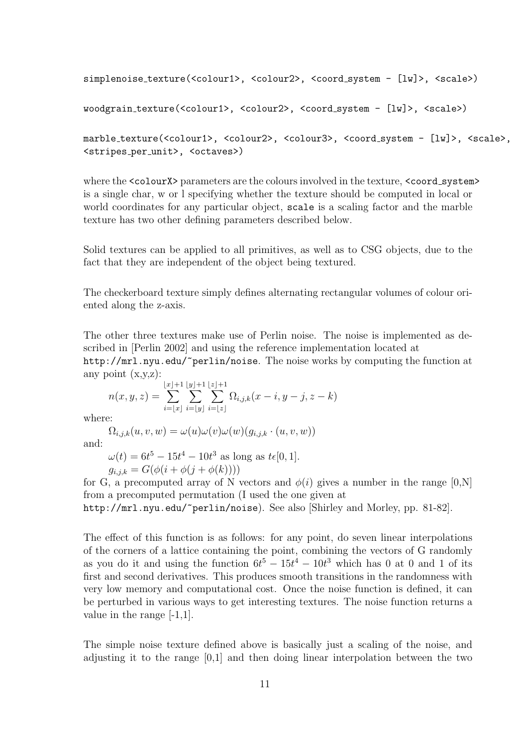```
simplenoise_texture(<colour1>, <colour2>, <coord_system - [lw]>, <scale>)

woodgrain_texture(<colour1>, <colour2>, <coord_system - [lw]>, <scale>)

marble_texture(<colour1>, <colour2>, <colour3>, <coord_system - [lw]>, <scale>,
<stripes_per_unit>, <octaves>)
```

where the `<colourX>` parameters are the colours involved in the texture, `<coord_system>` is a single char, w or l specifying whether the texture should be computed in local or world coordinates for any particular object, `scale` is a scaling factor and the marble texture has two other defining parameters described below.

Solid textures can be applied to all primitives, as well as to CSG objects, due to the fact that they are independent of the object being textured.

The checkerboard texture simply defines alternating rectangular volumes of colour oriented along the z-axis.

The other three textures make use of Perlin noise. The noise is implemented as described in [Perlin 2002] and using the reference implementation located at http://mrl.nyu.edu/~perlin/noise. The noise works by computing the function at any point (x,y,z):

$$n(x, y, z) = \sum_{i=\lfloor x \rfloor}^{\lfloor x \rfloor + 1} \sum_{i=\lfloor y \rfloor}^{\lfloor y \rfloor + 1} \sum_{i=\lfloor z \rfloor}^{\lfloor z \rfloor + 1} \Omega_{i,j,k}(x - i, y - j, z - k)$$

where:

$$\Omega_{i,j,k}(u, v, w) = \omega(u)\omega(v)\omega(w)(g_{i,j,k} \cdot (u, v, w))$$

and:

$\omega(t) = 6t^5 - 15t^4 - 10t^3$ as long as $t \epsilon [0, 1]$.

$g_{i,j,k} = G(\phi(i + \phi(j + \phi(k))))$

for G, a precomputed array of N vectors and $\phi(i)$ gives a number in the range [0,N] from a precomputed permutation (I used the one given at http://mrl.nyu.edu/~perlin/noise). See also [Shirley and Morley, pp. 81-82].

The effect of this function is as follows: for any point, do seven linear interpolations of the corners of a lattice containing the point, combining the vectors of G randomly as you do it and using the function $6t^5 - 15t^4 - 10t^3$ which has 0 at 0 and 1 of its first and second derivatives. This produces smooth transitions in the randomness with very low memory and computational cost. Once the noise function is defined, it can be perturbed in various ways to get interesting textures. The noise function returns a value in the range [-1,1].

The simple noise texture defined above is basically just a scaling of the noise, and adjusting it to the range [0,1] and then doing linear interpolation between the two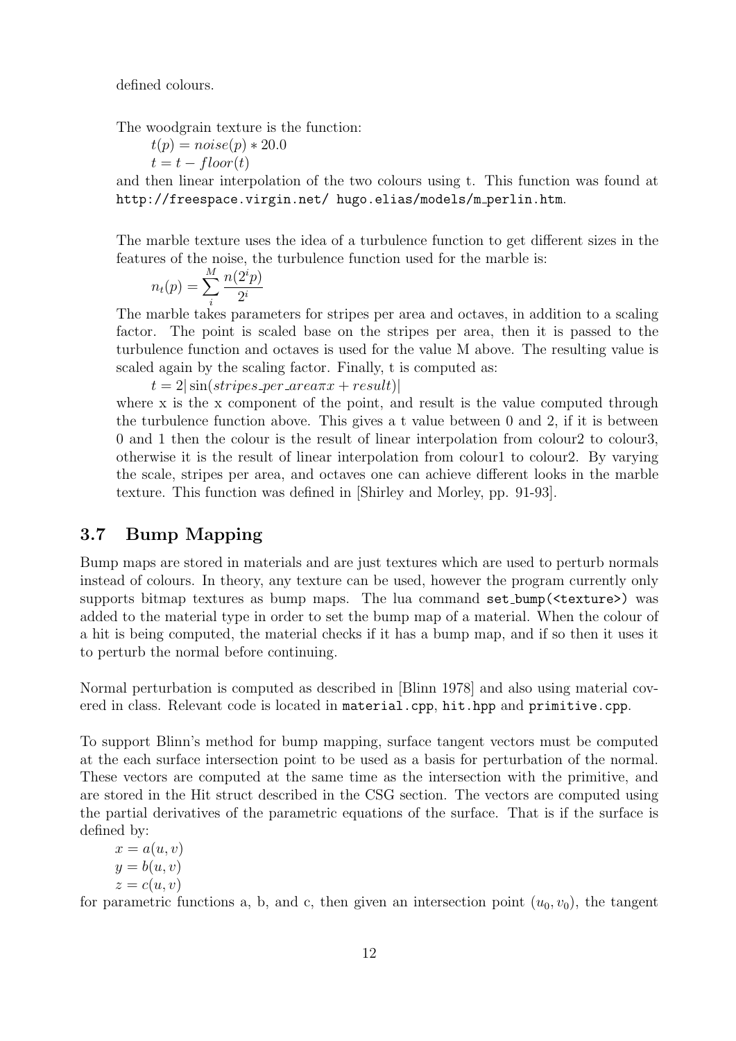defined colours.

The woodgrain texture is the function:

$t(p) = noise(p) * 20.0$

$t = t - floor(t)$

and then linear interpolation of the two colours using t. This function was found at `http://freespace.virgin.net/ hugo.elias/models/m_perlin.htm`.

The marble texture uses the idea of a turbulence function to get different sizes in the features of the noise, the turbulence function used for the marble is:

$$n_t(p) = \sum_{i}^{M} \frac{n(2^i p)}{2^i}$$

The marble takes parameters for stripes per area and octaves, in addition to a scaling factor. The point is scaled base on the stripes per area, then it is passed to the turbulence function and octaves is used for the value M above. The resulting value is scaled again by the scaling factor. Finally, t is computed as:

$t = 2|\sin(stripes\_per\_area \pi x + result)|$

where x is the x component of the point, and result is the value computed through the turbulence function above. This gives a t value between 0 and 2, if it is between 0 and 1 then the colour is the result of linear interpolation from colour2 to colour3, otherwise it is the result of linear interpolation from colour1 to colour2. By varying the scale, stripes per area, and octaves one can achieve different looks in the marble texture. This function was defined in [Shirley and Morley, pp. 91-93].

### 3.7 Bump Mapping

Bump maps are stored in materials and are just textures which are used to perturb normals instead of colours. In theory, any texture can be used, however the program currently only supports bitmap textures as bump maps. The lua command `set_bump(<texture>)` was added to the material type in order to set the bump map of a material. When the colour of a hit is being computed, the material checks if it has a bump map, and if so then it uses it to perturb the normal before continuing.

Normal perturbation is computed as described in [Blinn 1978] and also using material covered in class. Relevant code is located in `material.cpp`, `hit.hpp` and `primitive.cpp`.

To support Blinn's method for bump mapping, surface tangent vectors must be computed at the each surface intersection point to be used as a basis for perturbation of the normal. These vectors are computed at the same time as the intersection with the primitive, and are stored in the Hit struct described in the CSG section. The vectors are computed using the partial derivatives of the parametric equations of the surface. That is if the surface is defined by:

$x = a(u, v)$

$y = b(u, v)$

$z = c(u, v)$

for parametric functions a, b, and c, then given an intersection point $(u_0, v_0)$, the tangent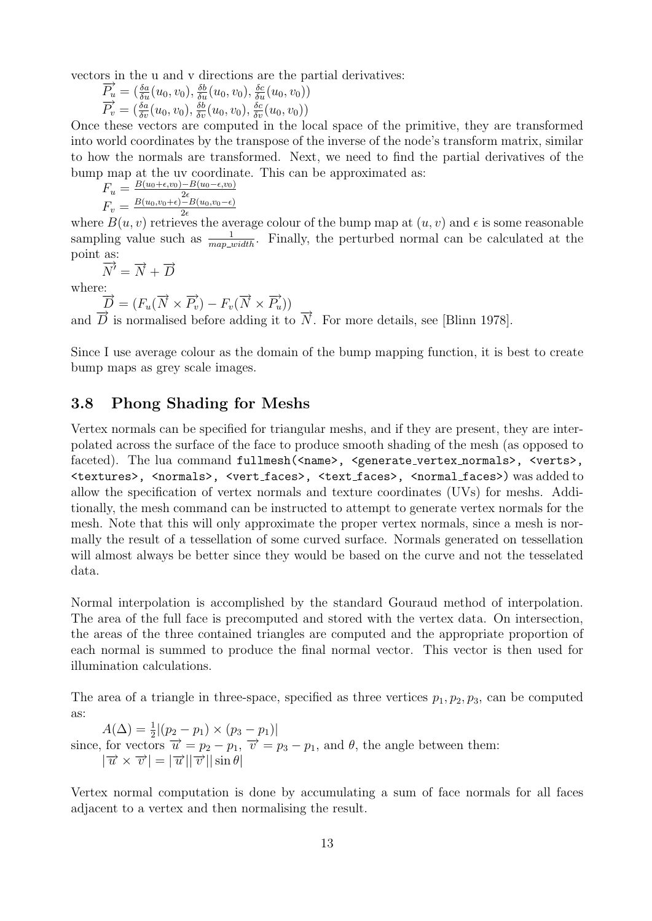vectors in the u and v directions are the partial derivatives:

$\overrightarrow{P_u} = (\frac{\delta a}{\delta u}(u_0, v_0), \frac{\delta b}{\delta u}(u_0, v_0), \frac{\delta c}{\delta u}(u_0, v_0))$

$\overrightarrow{P_v} = (\frac{\delta a}{\delta v}(u_0, v_0), \frac{\delta b}{\delta v}(u_0, v_0), \frac{\delta c}{\delta v}(u_0, v_0))$

Once these vectors are computed in the local space of the primitive, they are transformed into world coordinates by the transpose of the inverse of the node's transform matrix, similar to how the normals are transformed. Next, we need to find the partial derivatives of the bump map at the uv coordinate. This can be approximated as:

$F_u = \frac{B(u_0+\epsilon, v_0) - B(u_0-\epsilon, v_0)}{2\epsilon}$

$F_v = \frac{B(u_0, v_0+\epsilon) - B(u_0, v_0-\epsilon)}{2\epsilon}$

where $B(u, v)$ retrieves the average colour of the bump map at $(u, v)$ and $\epsilon$ is some reasonable sampling value such as $\frac{1}{map\_width}$. Finally, the perturbed normal can be calculated at the point as:

$\overrightarrow{N'} = \overrightarrow{N} + \overrightarrow{D}$

where:

$\overrightarrow{D} = (F_u(\overrightarrow{N} \times \overrightarrow{P_v}) - F_v(\overrightarrow{N} \times \overrightarrow{P_u}))$

and $\overrightarrow{D}$ is normalised before adding it to $\overrightarrow{N}$. For more details, see [Blinn 1978].

Since I use average colour as the domain of the bump mapping function, it is best to create bump maps as grey scale images.

## 3.8 Phong Shading for Meshs

Vertex normals can be specified for triangular meshs, and if they are present, they are interpolated across the surface of the face to produce smooth shading of the mesh (as opposed to faceted). The lua command `fullmesh(<name>, <generate_vertex_normals>, <verts>, <textures>, <normals>, <vert_faces>, <text_faces>, <normal_faces>)` was added to allow the specification of vertex normals and texture coordinates (UVs) for meshs. Additionally, the mesh command can be instructed to attempt to generate vertex normals for the mesh. Note that this will only approximate the proper vertex normals, since a mesh is normally the result of a tessellation of some curved surface. Normals generated on tessellation will almost always be better since they would be based on the curve and not the tesselated data.

Normal interpolation is accomplished by the standard Gouraud method of interpolation. The area of the full face is precomputed and stored with the vertex data. On intersection, the areas of the three contained triangles are computed and the appropriate proportion of each normal is summed to produce the final normal vector. This vector is then used for illumination calculations.

The area of a triangle in three-space, specified as three vertices $p_1, p_2, p_3$, can be computed as:

$A(\Delta) = \frac{1}{2}|(p_2 - p_1) \times (p_3 - p_1)|$

since, for vectors $\overrightarrow{u} = p_2 - p_1$, $\overrightarrow{v} = p_3 - p_1$, and $\theta$, the angle between them:

$|\overrightarrow{u} \times \overrightarrow{v}| = |\overrightarrow{u}||\overrightarrow{v}||\sin\theta|$

Vertex normal computation is done by accumulating a sum of face normals for all faces adjacent to a vertex and then normalising the result.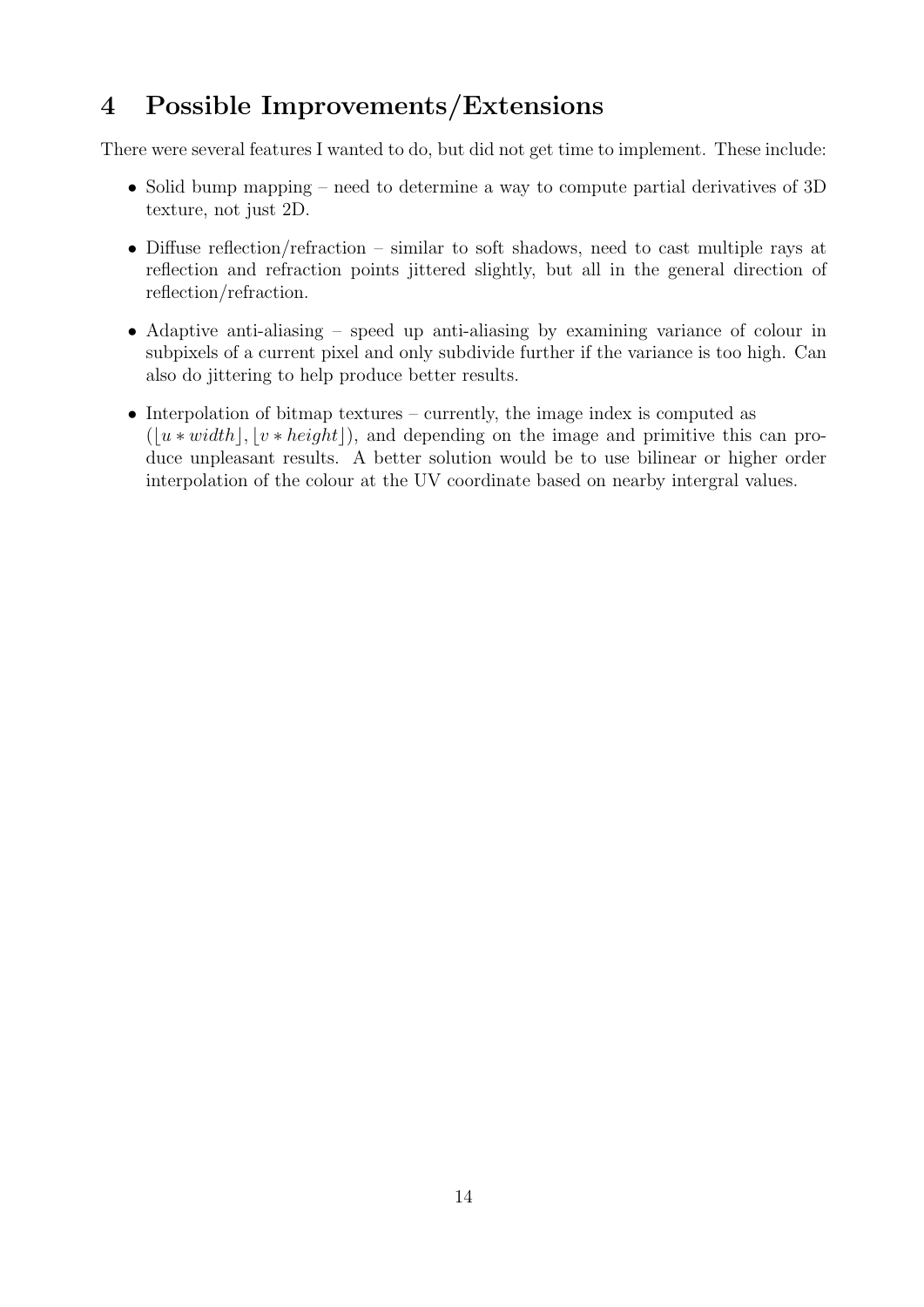## 4 Possible Improvements/Extensions

There were several features I wanted to do, but did not get time to implement. These include:

- Solid bump mapping – need to determine a way to compute partial derivatives of 3D texture, not just 2D.
- Diffuse reflection/refraction – similar to soft shadows, need to cast multiple rays at reflection and refraction points jittered slightly, but all in the general direction of reflection/refraction.
- Adaptive anti-aliasing – speed up anti-aliasing by examining variance of colour in subpixels of a current pixel and only subdivide further if the variance is too high. Can also do jittering to help produce better results.
- Interpolation of bitmap textures – currently, the image index is computed as $(\lfloor u * width \rfloor, \lfloor v * height \rfloor)$, and depending on the image and primitive this can produce unpleasant results. A better solution would be to use bilinear or higher order interpolation of the colour at the UV coordinate based on nearby intergral values.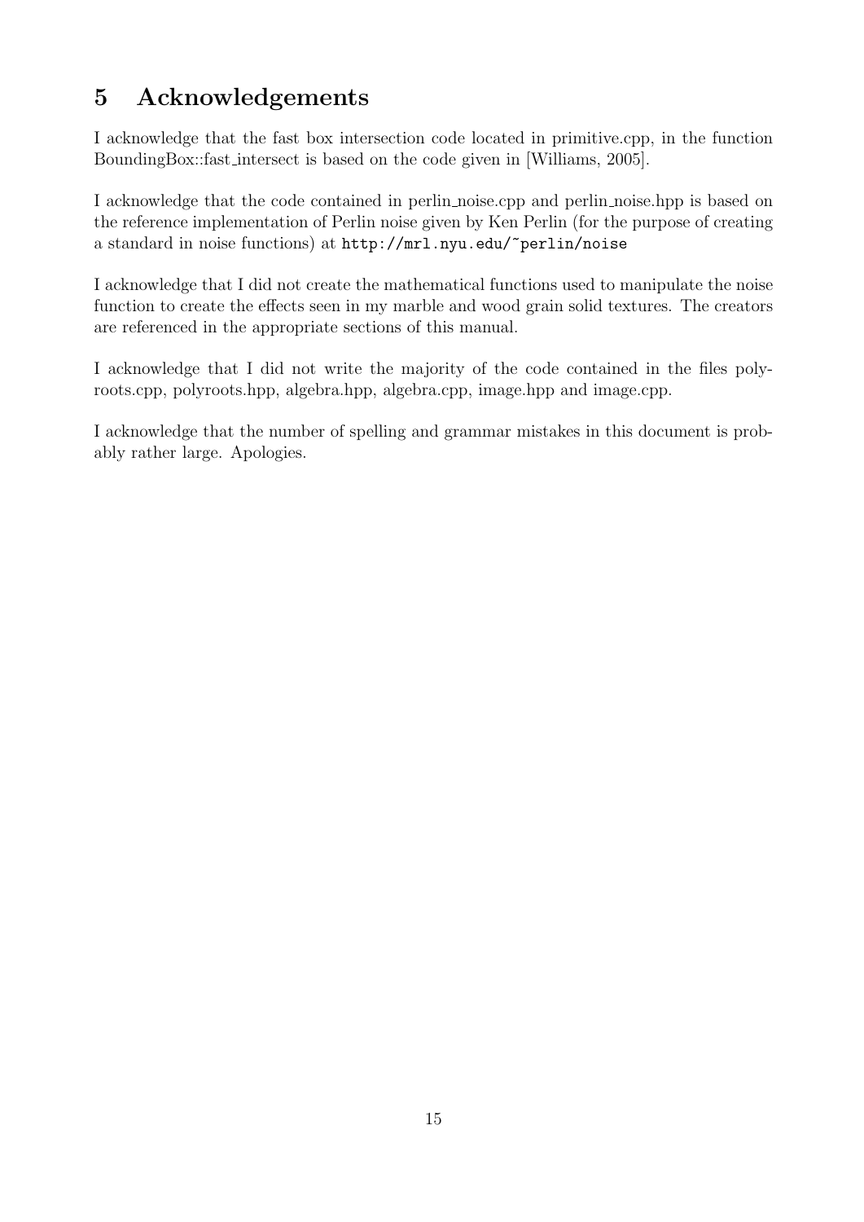# 5 Acknowledgements

I acknowledge that the fast box intersection code located in primitive.cpp, in the function BoundingBox::fast_intersect is based on the code given in [Williams, 2005].

I acknowledge that the code contained in perlin_noise.cpp and perlin_noise.hpp is based on the reference implementation of Perlin noise given by Ken Perlin (for the purpose of creating a standard in noise functions) at `http://mrl.nyu.edu/~perlin/noise`

I acknowledge that I did not create the mathematical functions used to manipulate the noise function to create the effects seen in my marble and wood grain solid textures. The creators are referenced in the appropriate sections of this manual.

I acknowledge that I did not write the majority of the code contained in the files polyroots.cpp, polyroots.hpp, algebra.hpp, algebra.cpp, image.hpp and image.cpp.

I acknowledge that the number of spelling and grammar mistakes in this document is probably rather large. Apologies.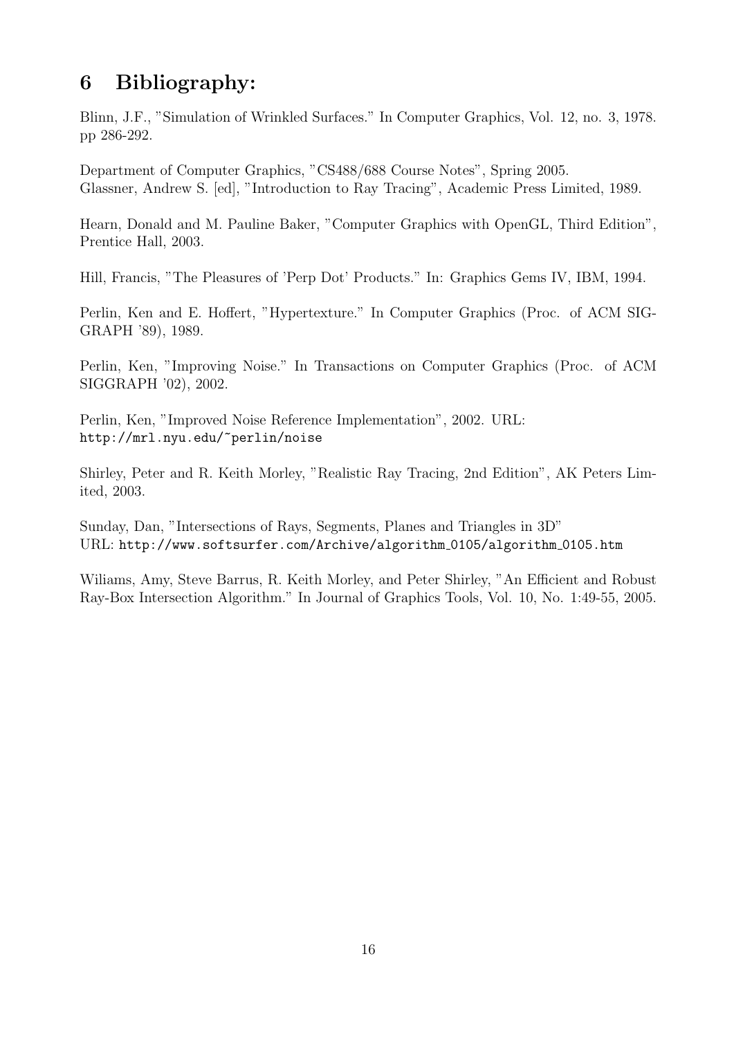# 6 Bibliography:

Blinn, J.F., "Simulation of Wrinkled Surfaces." In Computer Graphics, Vol. 12, no. 3, 1978. pp 286-292.

Department of Computer Graphics, "CS488/688 Course Notes", Spring 2005.
Glassner, Andrew S. [ed], "Introduction to Ray Tracing", Academic Press Limited, 1989.

Hearn, Donald and M. Pauline Baker, "Computer Graphics with OpenGL, Third Edition", Prentice Hall, 2003.

Hill, Francis, "The Pleasures of 'Perp Dot' Products." In: Graphics Gems IV, IBM, 1994.

Perlin, Ken and E. Hoffert, "Hypertexture." In Computer Graphics (Proc. of ACM SIGGRAPH '89), 1989.

Perlin, Ken, "Improving Noise." In Transactions on Computer Graphics (Proc. of ACM SIGGRAPH '02), 2002.

Perlin, Ken, "Improved Noise Reference Implementation", 2002. URL: `http://mrl.nyu.edu/~perlin/noise`

Shirley, Peter and R. Keith Morley, "Realistic Ray Tracing, 2nd Edition", AK Peters Limited, 2003.

Sunday, Dan, "Intersections of Rays, Segments, Planes and Triangles in 3D"
URL: `http://www.softsurfer.com/Archive/algorithm_0105/algorithm_0105.htm`

Wiliams, Amy, Steve Barrus, R. Keith Morley, and Peter Shirley, "An Efficient and Robust Ray-Box Intersection Algorithm." In Journal of Graphics Tools, Vol. 10, No. 1:49-55, 2005.